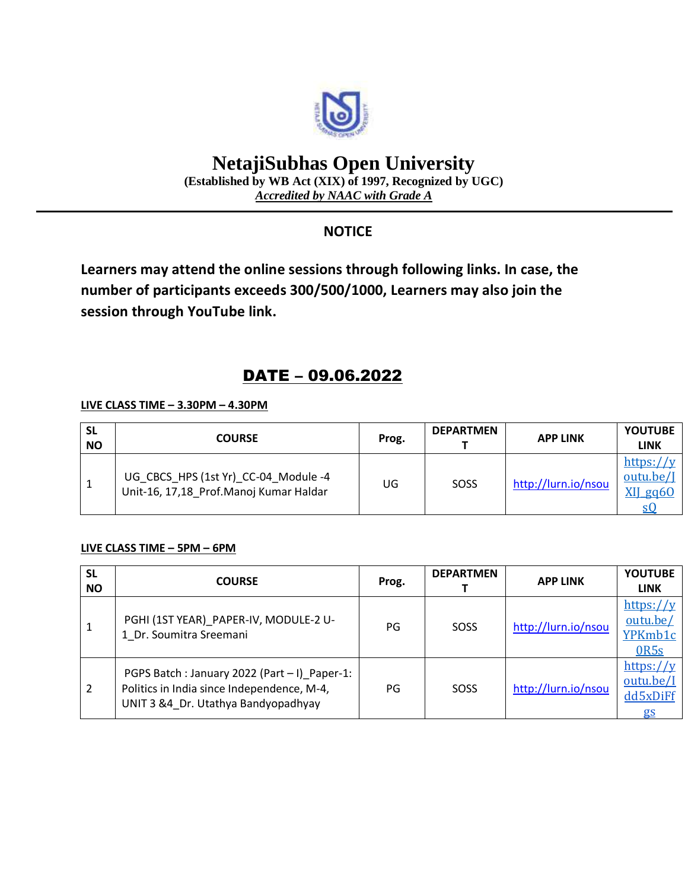# NetajiSubhas Open University

**(Established by WB Act (XIX) of 1997, Recognized by UGC)**

***Accredited by NAAC with Grade A***

---

## NOTICE

**Learners may attend the online sessions through following links. In case, the number of participants exceeds 300/500/1000, Learners may also join the session through YouTube link.**

## DATE – 09.06.2022

**LIVE CLASS TIME – 3.30PM – 4.30PM**

| SL NO | COURSE | Prog. | DEPARTMENT | APP LINK | YOUTUBE LINK |
|---|---|---|---|---|---|
| 1 | UG_CBCS_HPS (1st Yr)_CC-04_Module -4 Unit-16, 17,18_Prof.Manoj Kumar Haldar | UG | SOSS | http://lurn.io/nsou | https://youtu.be/JXIJ_gq6OsQ |

**LIVE CLASS TIME – 5PM – 6PM**

| SL NO | COURSE | Prog. | DEPARTMENT | APP LINK | YOUTUBE LINK |
|---|---|---|---|---|---|
| 1 | PGHI (1ST YEAR)_PAPER-IV, MODULE-2 U-1_Dr. Soumitra Sreemani | PG | SOSS | http://lurn.io/nsou | https://youtu.be/YPKmb1c0R5s |
| 2 | PGPS Batch : January 2022 (Part – I)_Paper-1: Politics in India since Independence, M-4, UNIT 3 &4_Dr. Utathya Bandyopadhyay | PG | SOSS | http://lurn.io/nsou | https://youtu.be/Idd5xDiFfgs |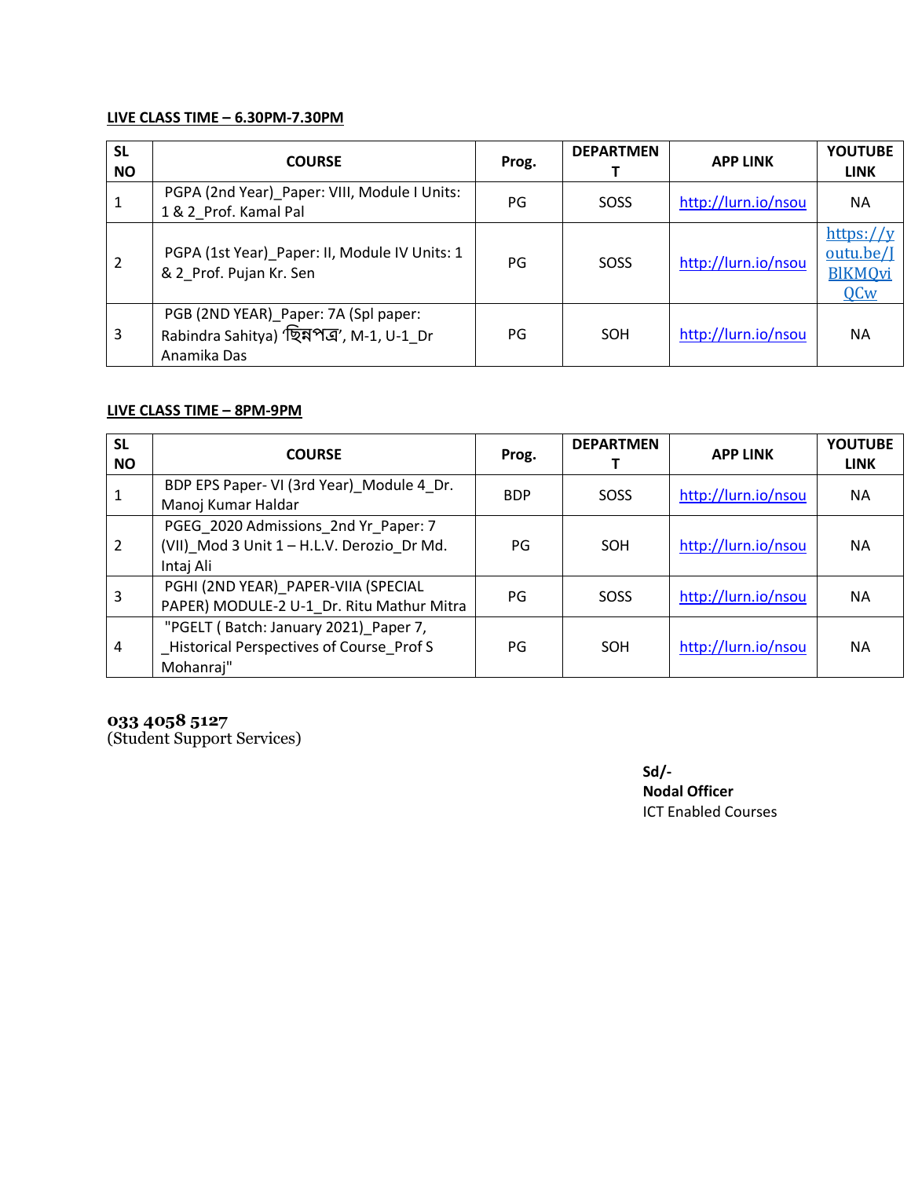**LIVE CLASS TIME – 6.30PM-7.30PM**

| SL NO | COURSE | Prog. | DEPARTMENT | APP LINK | YOUTUBE LINK |
|---|---|---|---|---|---|
| 1 | PGPA (2nd Year)_Paper: VIII, Module I Units: 1 & 2_Prof. Kamal Pal | PG | SOSS | http://lurn.io/nsou | NA |
| 2 | PGPA (1st Year)_Paper: II, Module IV Units: 1 & 2_Prof. Pujan Kr. Sen | PG | SOSS | http://lurn.io/nsou | https://youtu.be/JBlKMQviQCw |
| 3 | PGB (2ND YEAR)_Paper: 7A (Spl paper: Rabindra Sahitya) 'ছিন্নপত্র', M-1, U-1_Dr Anamika Das | PG | SOH | http://lurn.io/nsou | NA |

**LIVE CLASS TIME – 8PM-9PM**

| SL NO | COURSE | Prog. | DEPARTMENT | APP LINK | YOUTUBE LINK |
|---|---|---|---|---|---|
| 1 | BDP EPS Paper- VI (3rd Year)_Module 4_Dr. Manoj Kumar Haldar | BDP | SOSS | http://lurn.io/nsou | NA |
| 2 | PGEG_2020 Admissions_2nd Yr_Paper: 7 (VII)_Mod 3 Unit 1 – H.L.V. Derozio_Dr Md. Intaj Ali | PG | SOH | http://lurn.io/nsou | NA |
| 3 | PGHI (2ND YEAR)_PAPER-VIIA (SPECIAL PAPER) MODULE-2 U-1_Dr. Ritu Mathur Mitra | PG | SOSS | http://lurn.io/nsou | NA |
| 4 | "PGELT ( Batch: January 2021)_Paper 7, _Historical Perspectives of Course_Prof S Mohanraj" | PG | SOH | http://lurn.io/nsou | NA |

**033 4058 5127**
(Student Support Services)

Sd/-
**Nodal Officer**
ICT Enabled Courses